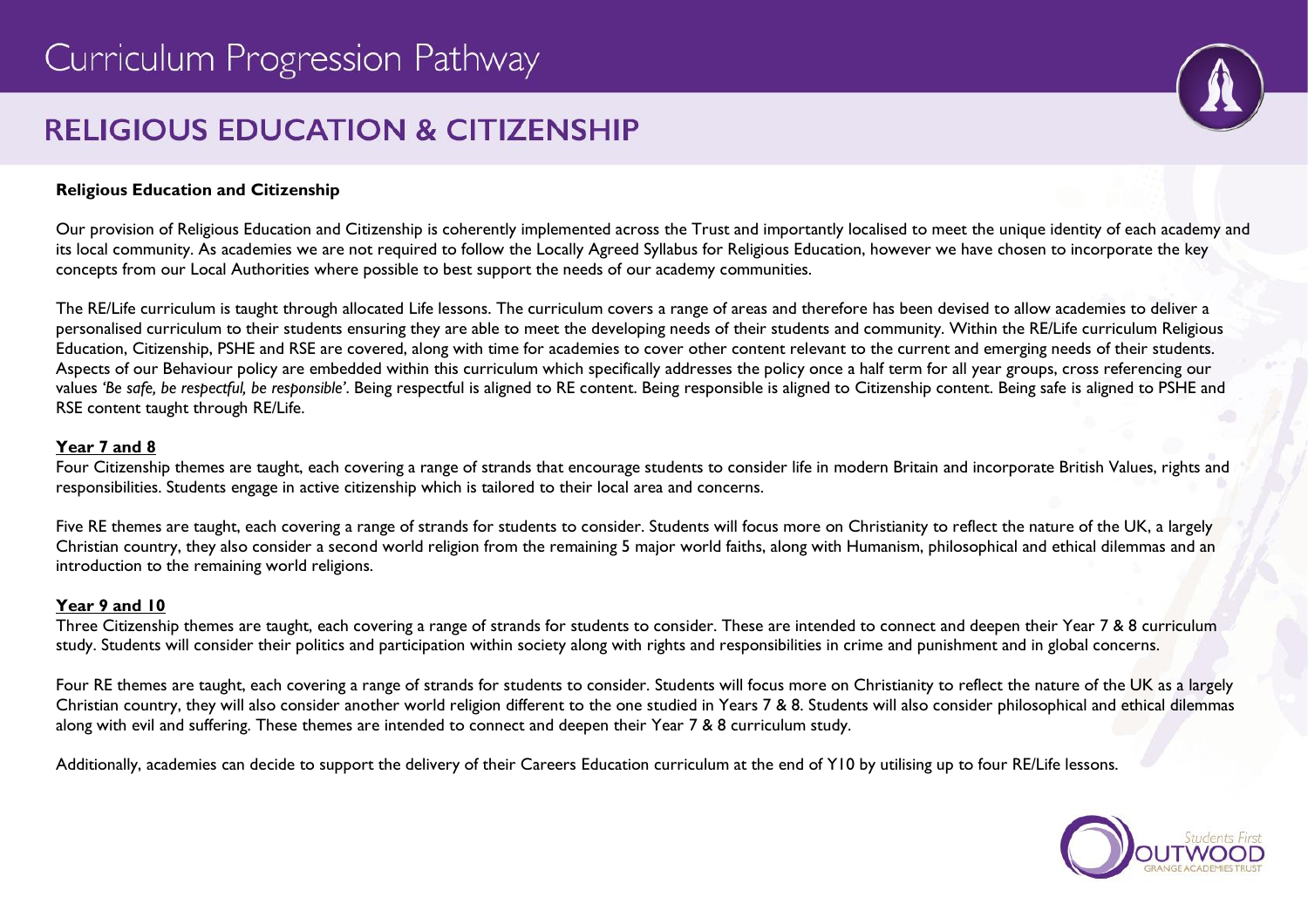# Curriculum Progression Pathway

## RELIGIOUS EDUCATION & CITIZENSHIP

**Religious Education and Citizenship**

Our provision of Religious Education and Citizenship is coherently implemented across the Trust and importantly localised to meet the unique identity of each academy and its local community. As academies we are not required to follow the Locally Agreed Syllabus for Religious Education, however we have chosen to incorporate the key concepts from our Local Authorities where possible to best support the needs of our academy communities.

The RE/Life curriculum is taught through allocated Life lessons. The curriculum covers a range of areas and therefore has been devised to allow academies to deliver a personalised curriculum to their students ensuring they are able to meet the developing needs of their students and community. Within the RE/Life curriculum Religious Education, Citizenship, PSHE and RSE are covered, along with time for academies to cover other content relevant to the current and emerging needs of their students. Aspects of our Behaviour policy are embedded within this curriculum which specifically addresses the policy once a half term for all year groups, cross referencing our values *'Be safe, be respectful, be responsible'*. Being respectful is aligned to RE content. Being responsible is aligned to Citizenship content. Being safe is aligned to PSHE and RSE content taught through RE/Life.

**Year 7 and 8**

Four Citizenship themes are taught, each covering a range of strands that encourage students to consider life in modern Britain and incorporate British Values, rights and responsibilities. Students engage in active citizenship which is tailored to their local area and concerns.

Five RE themes are taught, each covering a range of strands for students to consider. Students will focus more on Christianity to reflect the nature of the UK, a largely Christian country, they also consider a second world religion from the remaining 5 major world faiths, along with Humanism, philosophical and ethical dilemmas and an introduction to the remaining world religions.

**Year 9 and 10**

Three Citizenship themes are taught, each covering a range of strands for students to consider. These are intended to connect and deepen their Year 7 & 8 curriculum study. Students will consider their politics and participation within society along with rights and responsibilities in crime and punishment and in global concerns.

Four RE themes are taught, each covering a range of strands for students to consider. Students will focus more on Christianity to reflect the nature of the UK as a largely Christian country, they will also consider another world religion different to the one studied in Years 7 & 8. Students will also consider philosophical and ethical dilemmas along with evil and suffering. These themes are intended to connect and deepen their Year 7 & 8 curriculum study.

Additionally, academies can decide to support the delivery of their Careers Education curriculum at the end of Y10 by utilising up to four RE/Life lessons.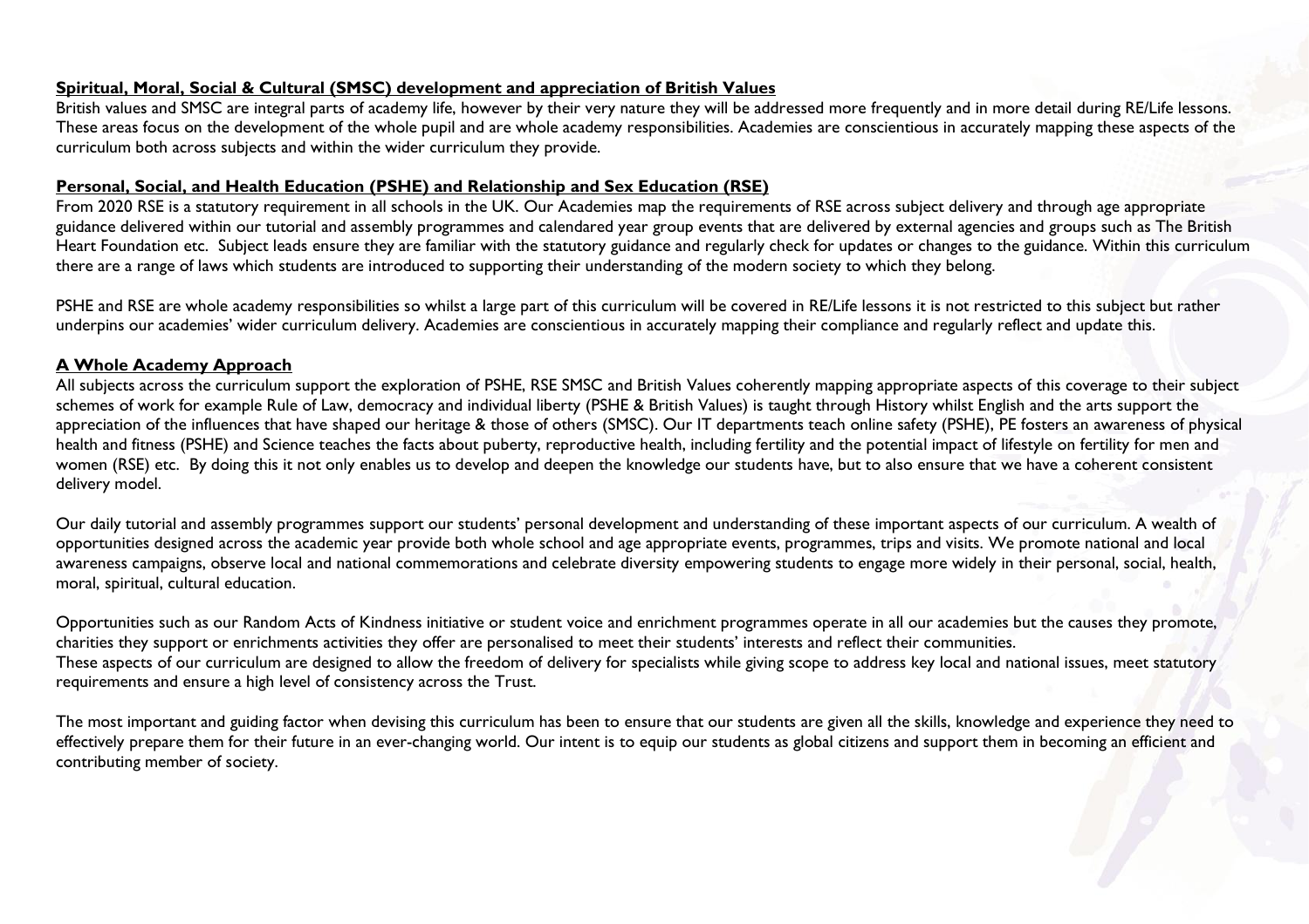## **Spiritual, Moral, Social & Cultural (SMSC) development and appreciation of British Values**

British values and SMSC are integral parts of academy life, however by their very nature they will be addressed more frequently and in more detail during RE/Life lessons. These areas focus on the development of the whole pupil and are whole academy responsibilities. Academies are conscientious in accurately mapping these aspects of the curriculum both across subjects and within the wider curriculum they provide.

## **Personal, Social, and Health Education (PSHE) and Relationship and Sex Education (RSE)**

From 2020 RSE is a statutory requirement in all schools in the UK. Our Academies map the requirements of RSE across subject delivery and through age appropriate guidance delivered within our tutorial and assembly programmes and calendared year group events that are delivered by external agencies and groups such as The British Heart Foundation etc. Subject leads ensure they are familiar with the statutory guidance and regularly check for updates or changes to the guidance. Within this curriculum there are a range of laws which students are introduced to supporting their understanding of the modern society to which they belong.

PSHE and RSE are whole academy responsibilities so whilst a large part of this curriculum will be covered in RE/Life lessons it is not restricted to this subject but rather underpins our academies' wider curriculum delivery. Academies are conscientious in accurately mapping their compliance and regularly reflect and update this.

## **A Whole Academy Approach**

All subjects across the curriculum support the exploration of PSHE, RSE SMSC and British Values coherently mapping appropriate aspects of this coverage to their subject schemes of work for example Rule of Law, democracy and individual liberty (PSHE & British Values) is taught through History whilst English and the arts support the appreciation of the influences that have shaped our heritage & those of others (SMSC). Our IT departments teach online safety (PSHE), PE fosters an awareness of physical health and fitness (PSHE) and Science teaches the facts about puberty, reproductive health, including fertility and the potential impact of lifestyle on fertility for men and women (RSE) etc. By doing this it not only enables us to develop and deepen the knowledge our students have, but to also ensure that we have a coherent consistent delivery model.

Our daily tutorial and assembly programmes support our students' personal development and understanding of these important aspects of our curriculum. A wealth of opportunities designed across the academic year provide both whole school and age appropriate events, programmes, trips and visits. We promote national and local awareness campaigns, observe local and national commemorations and celebrate diversity empowering students to engage more widely in their personal, social, health, moral, spiritual, cultural education.

Opportunities such as our Random Acts of Kindness initiative or student voice and enrichment programmes operate in all our academies but the causes they promote, charities they support or enrichments activities they offer are personalised to meet their students' interests and reflect their communities.
These aspects of our curriculum are designed to allow the freedom of delivery for specialists while giving scope to address key local and national issues, meet statutory requirements and ensure a high level of consistency across the Trust.

The most important and guiding factor when devising this curriculum has been to ensure that our students are given all the skills, knowledge and experience they need to effectively prepare them for their future in an ever-changing world. Our intent is to equip our students as global citizens and support them in becoming an efficient and contributing member of society.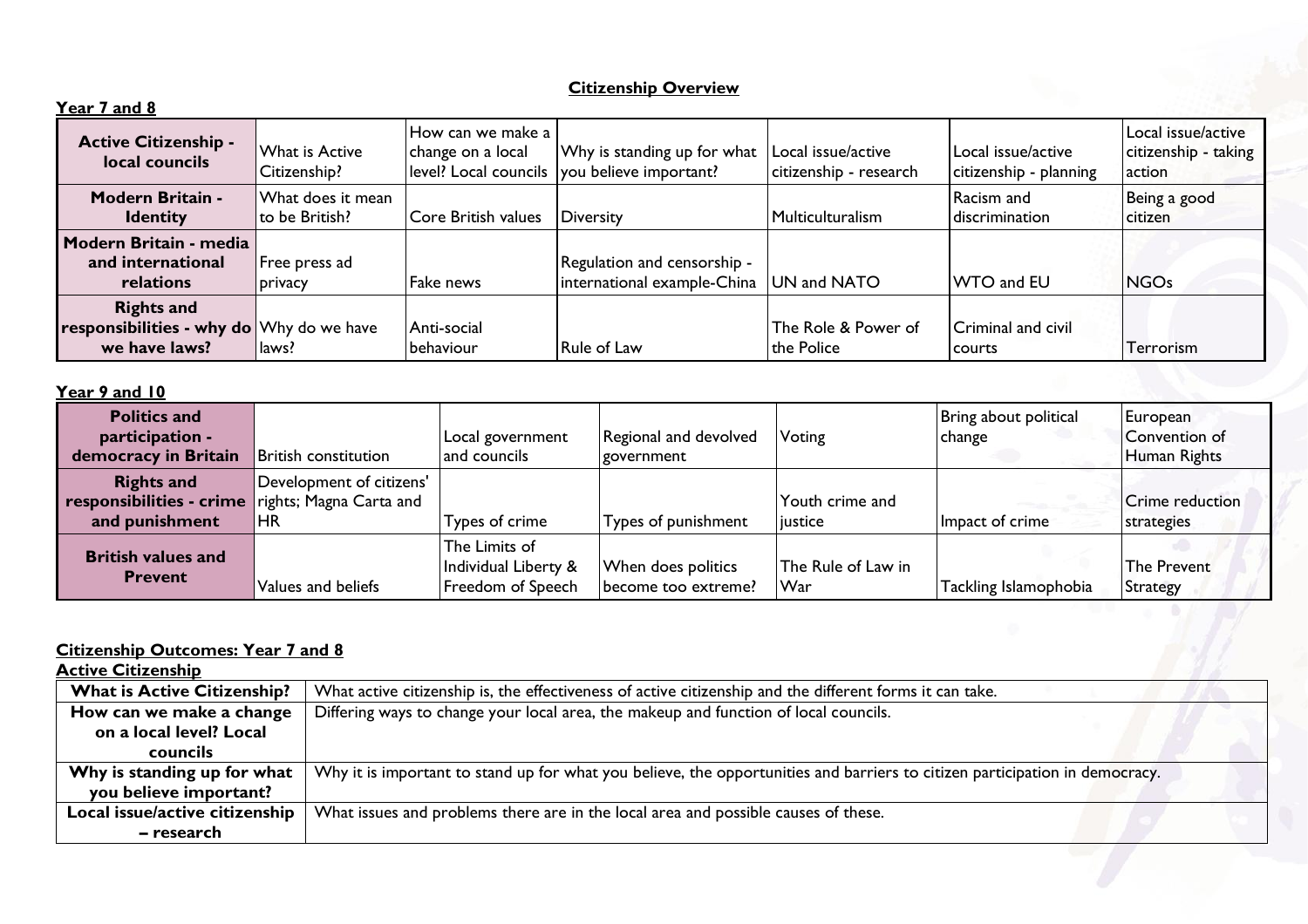# Citizenship Overview

## Year 7 and 8

| | | | | | | |
|---|---|---|---|---|---|---|
| **Active Citizenship - local councils** | What is Active Citizenship? | How can we make a change on a local level? Local councils | Why is standing up for what you believe important? | Local issue/active citizenship - research | Local issue/active citizenship - planning | Local issue/active citizenship - taking action |
| **Modern Britain - Identity** | What does it mean to be British? | Core British values | Diversity | Multiculturalism | Racism and discrimination | Being a good citizen |
| **Modern Britain - media and international relations** | Free press ad privacy | Fake news | Regulation and censorship - international example-China | UN and NATO | WTO and EU | NGOs |
| **Rights and responsibilities - why do we have laws?** | Why do we have laws? | Anti-social behaviour | Rule of Law | The Role & Power of the Police | Criminal and civil courts | Terrorism |

## Year 9 and 10

| | | | | | | |
|---|---|---|---|---|---|---|
| **Politics and participation - democracy in Britain** | British constitution | Local government and councils | Regional and devolved government | Voting | Bring about political change | European Convention of Human Rights |
| **Rights and responsibilities - crime and punishment** | Development of citizens' rights; Magna Carta and HR | Types of crime | Types of punishment | Youth crime and justice | Impact of crime | Crime reduction strategies |
| **British values and Prevent** | Values and beliefs | The Limits of Individual Liberty & Freedom of Speech | When does politics become too extreme? | The Rule of Law in War | Tackling Islamophobia | The Prevent Strategy |

## Citizenship Outcomes: Year 7 and 8

### Active Citizenship

| | |
|---|---|
| **What is Active Citizenship?** | What active citizenship is, the effectiveness of active citizenship and the different forms it can take. |
| **How can we make a change on a local level? Local councils** | Differing ways to change your local area, the makeup and function of local councils. |
| **Why is standing up for what you believe important?** | Why it is important to stand up for what you believe, the opportunities and barriers to citizen participation in democracy. |
| **Local issue/active citizenship – research** | What issues and problems there are in the local area and possible causes of these. |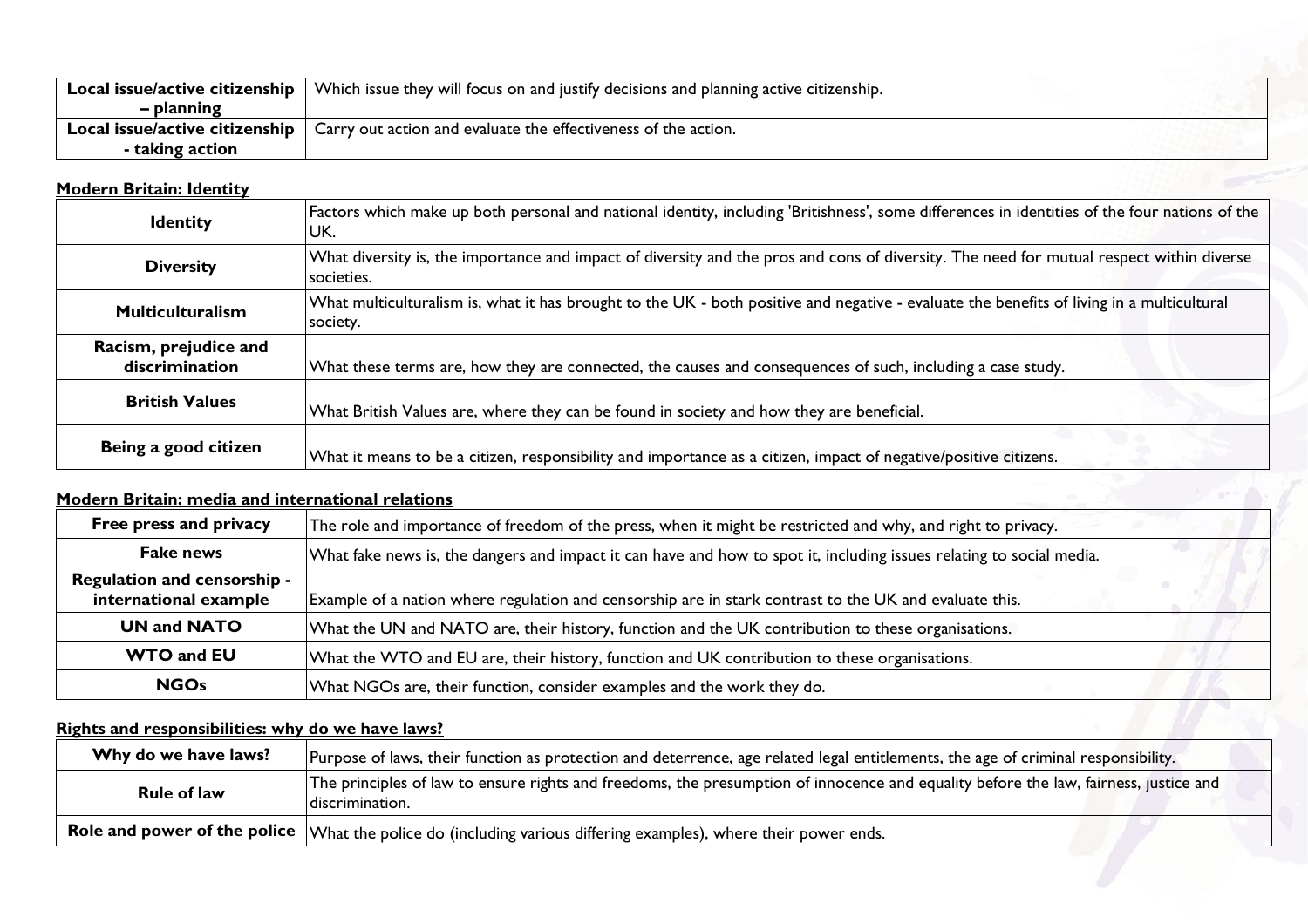| | |
|---|---|
| **Local issue/active citizenship – planning** | Which issue they will focus on and justify decisions and planning active citizenship. |
| **Local issue/active citizenship - taking action** | Carry out action and evaluate the effectiveness of the action. |

**Modern Britain: Identity**

| | |
|---|---|
| **Identity** | Factors which make up both personal and national identity, including 'Britishness', some differences in identities of the four nations of the UK. |
| **Diversity** | What diversity is, the importance and impact of diversity and the pros and cons of diversity. The need for mutual respect within diverse societies. |
| **Multiculturalism** | What multiculturalism is, what it has brought to the UK - both positive and negative - evaluate the benefits of living in a multicultural society. |
| **Racism, prejudice and discrimination** | What these terms are, how they are connected, the causes and consequences of such, including a case study. |
| **British Values** | What British Values are, where they can be found in society and how they are beneficial. |
| **Being a good citizen** | What it means to be a citizen, responsibility and importance as a citizen, impact of negative/positive citizens. |

**Modern Britain: media and international relations**

| | |
|---|---|
| **Free press and privacy** | The role and importance of freedom of the press, when it might be restricted and why, and right to privacy. |
| **Fake news** | What fake news is, the dangers and impact it can have and how to spot it, including issues relating to social media. |
| **Regulation and censorship - international example** | Example of a nation where regulation and censorship are in stark contrast to the UK and evaluate this. |
| **UN and NATO** | What the UN and NATO are, their history, function and the UK contribution to these organisations. |
| **WTO and EU** | What the WTO and EU are, their history, function and UK contribution to these organisations. |
| **NGOs** | What NGOs are, their function, consider examples and the work they do. |

**Rights and responsibilities: why do we have laws?**

| | |
|---|---|
| **Why do we have laws?** | Purpose of laws, their function as protection and deterrence, age related legal entitlements, the age of criminal responsibility. |
| **Rule of law** | The principles of law to ensure rights and freedoms, the presumption of innocence and equality before the law, fairness, justice and discrimination. |
| **Role and power of the police** | What the police do (including various differing examples), where their power ends. |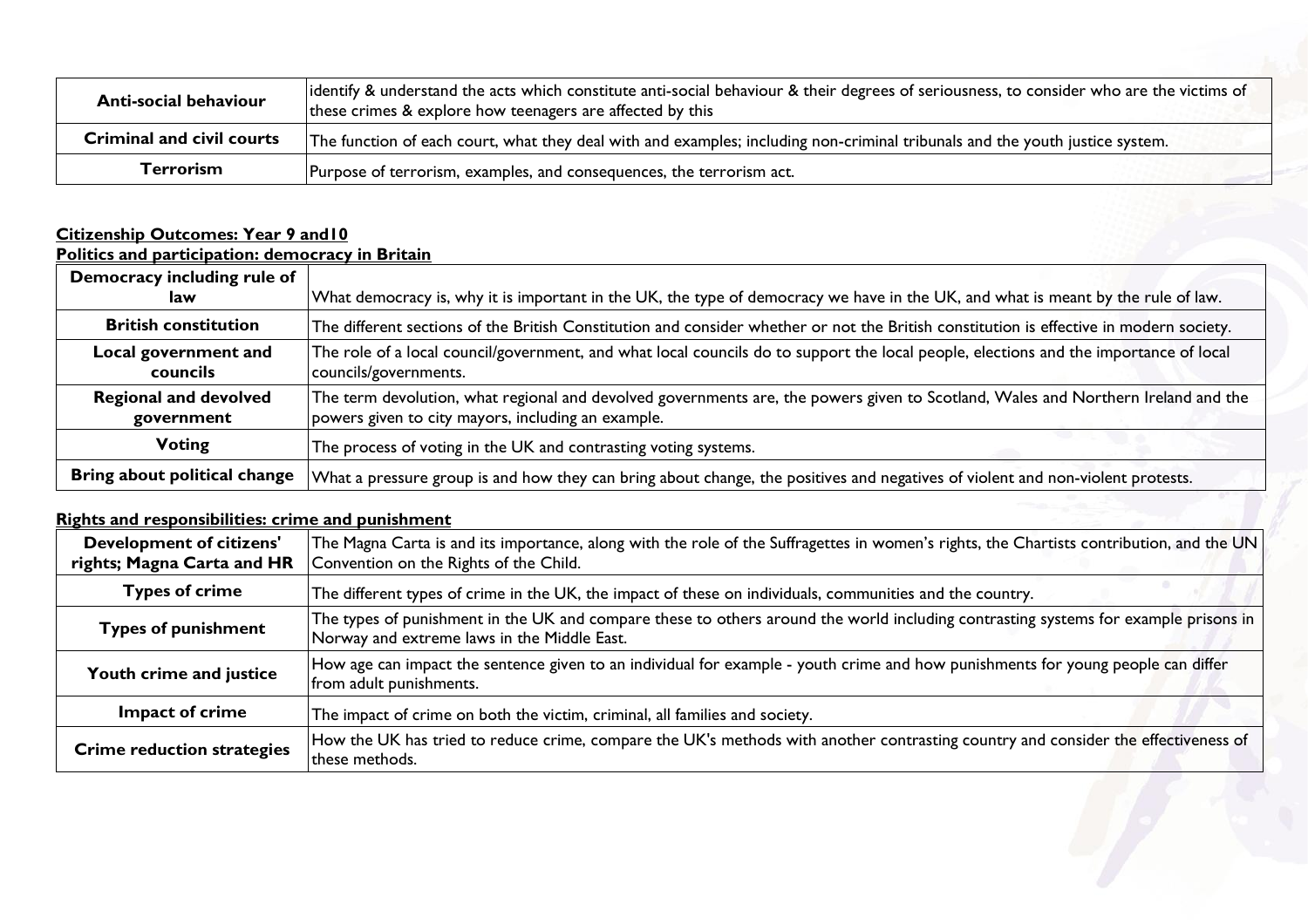| Anti-social behaviour | identify & understand the acts which constitute anti-social behaviour & their degrees of seriousness, to consider who are the victims of these crimes & explore how teenagers are affected by this |
|---|---|
| Criminal and civil courts | The function of each court, what they deal with and examples; including non-criminal tribunals and the youth justice system. |
| Terrorism | Purpose of terrorism, examples, and consequences, the terrorism act. |

**Citizenship Outcomes: Year 9 and10**

**Politics and participation: democracy in Britain**

| Democracy including rule of law | What democracy is, why it is important in the UK, the type of democracy we have in the UK, and what is meant by the rule of law. |
|---|---|
| British constitution | The different sections of the British Constitution and consider whether or not the British constitution is effective in modern society. |
| Local government and councils | The role of a local council/government, and what local councils do to support the local people, elections and the importance of local councils/governments. |
| Regional and devolved government | The term devolution, what regional and devolved governments are, the powers given to Scotland, Wales and Northern Ireland and the powers given to city mayors, including an example. |
| Voting | The process of voting in the UK and contrasting voting systems. |
| Bring about political change | What a pressure group is and how they can bring about change, the positives and negatives of violent and non-violent protests. |

**Rights and responsibilities: crime and punishment**

| Development of citizens' rights; Magna Carta and HR | The Magna Carta is and its importance, along with the role of the Suffragettes in women's rights, the Chartists contribution, and the UN Convention on the Rights of the Child. |
|---|---|
| Types of crime | The different types of crime in the UK, the impact of these on individuals, communities and the country. |
| Types of punishment | The types of punishment in the UK and compare these to others around the world including contrasting systems for example prisons in Norway and extreme laws in the Middle East. |
| Youth crime and justice | How age can impact the sentence given to an individual for example - youth crime and how punishments for young people can differ from adult punishments. |
| Impact of crime | The impact of crime on both the victim, criminal, all families and society. |
| Crime reduction strategies | How the UK has tried to reduce crime, compare the UK's methods with another contrasting country and consider the effectiveness of these methods. |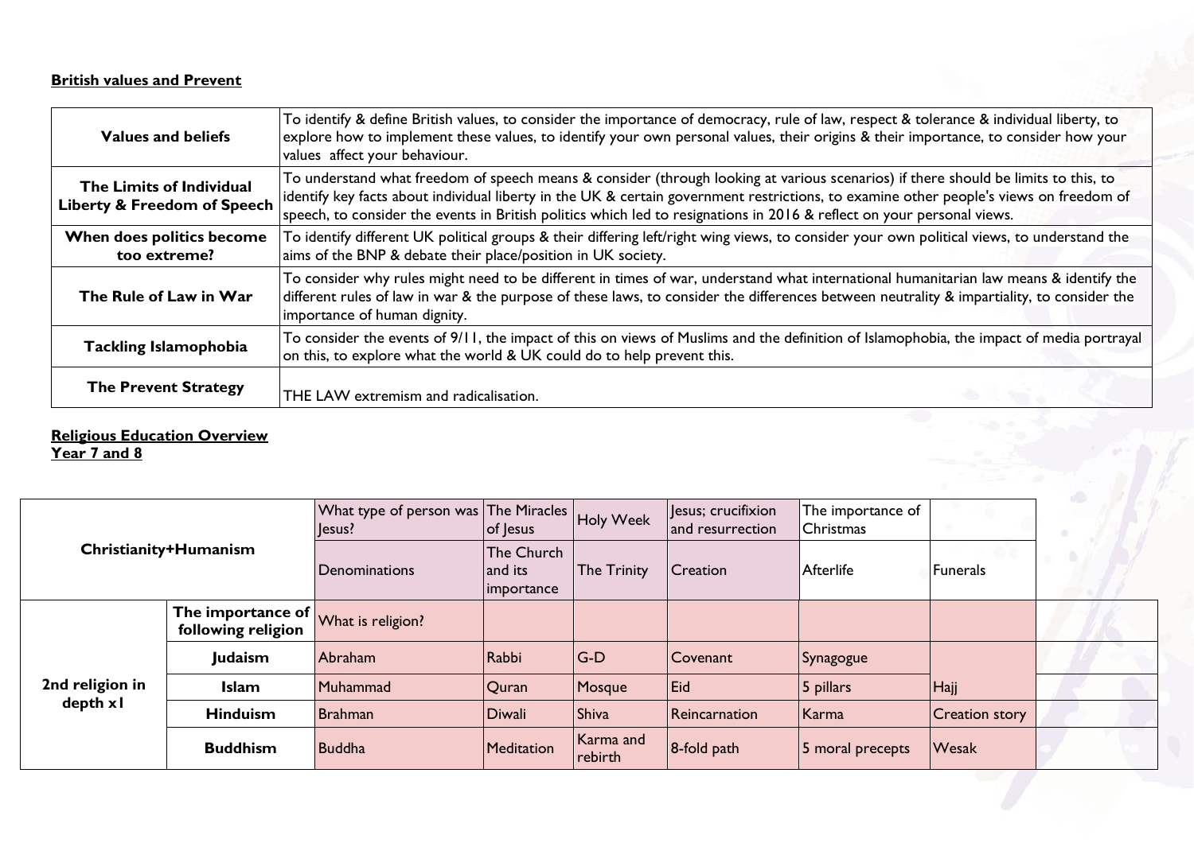**British values and Prevent**

| | |
|---|---|
| **Values and beliefs** | To identify & define British values, to consider the importance of democracy, rule of law, respect & tolerance & individual liberty, to explore how to implement these values, to identify your own personal values, their origins & their importance, to consider how your values affect your behaviour. |
| **The Limits of Individual Liberty & Freedom of Speech** | To understand what freedom of speech means & consider (through looking at various scenarios) if there should be limits to this, to identify key facts about individual liberty in the UK & certain government restrictions, to examine other people's views on freedom of speech, to consider the events in British politics which led to resignations in 2016 & reflect on your personal views. |
| **When does politics become too extreme?** | To identify different UK political groups & their differing left/right wing views, to consider your own political views, to understand the aims of the BNP & debate their place/position in UK society. |
| **The Rule of Law in War** | To consider why rules might need to be different in times of war, understand what international humanitarian law means & identify the different rules of law in war & the purpose of these laws, to consider the differences between neutrality & impartiality, to consider the importance of human dignity. |
| **Tackling Islamophobia** | To consider the events of 9/11, the impact of this on views of Muslims and the definition of Islamophobia, the impact of media portrayal on this, to explore what the world & UK could do to help prevent this. |
| **The Prevent Strategy** | THE LAW extremism and radicalisation. |

**Religious Education Overview**
**Year 7 and 8**

| | | | | | | | | |
|---|---|---|---|---|---|---|---|---|
| **Christianity+Humanism** | | What type of person was Jesus? | The Miracles of Jesus | Holy Week | Jesus; crucifixion and resurrection | The importance of Christmas | | |
| | | Denominations | The Church and its importance | The Trinity | Creation | Afterlife | Funerals | |
| **2nd religion in depth x1** | **The importance of following religion** | What is religion? | | | | | | |
| | **Judaism** | Abraham | Rabbi | G-D | Covenant | Synagogue | | |
| | **Islam** | Muhammad | Quran | Mosque | Eid | 5 pillars | Hajj | |
| | **Hinduism** | Brahman | Diwali | Shiva | Reincarnation | Karma | Creation story | |
| | **Buddhism** | Buddha | Meditation | Karma and rebirth | 8-fold path | 5 moral precepts | Wesak | |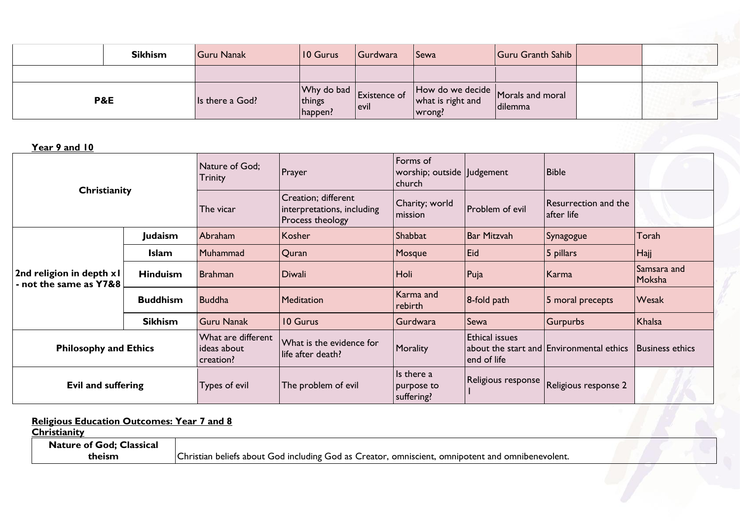| | | | | | | | | |
|---|---|---|---|---|---|---|---|---|
| | Sikhism | Guru Nanak | 10 Gurus | Gurdwara | Sewa | Guru Granth Sahib | | |
| | | | | | | | | |
| P&E | | Is there a God? | Why do bad things happen? | Existence of evil | How do we decide what is right and wrong? | Morals and moral dilemma | | |

**Year 9 and 10**

| | | | | | | | |
|---|---|---|---|---|---|---|---|
| **Christianity** | | Nature of God; Trinity | Prayer | Forms of worship; outside church | Judgement | Bible | |
| | | The vicar | Creation; different interpretations, including Process theology | Charity; world mission | Problem of evil | Resurrection and the after life | |
| **2nd religion in depth x1 - not the same as Y7&8** | **Judaism** | Abraham | Kosher | Shabbat | Bar Mitzvah | Synagogue | Torah |
| | **Islam** | Muhammad | Quran | Mosque | Eid | 5 pillars | Hajj |
| | **Hinduism** | Brahman | Diwali | Holi | Puja | Karma | Samsara and Moksha |
| | **Buddhism** | Buddha | Meditation | Karma and rebirth | 8-fold path | 5 moral precepts | Wesak |
| | **Sikhism** | Guru Nanak | 10 Gurus | Gurdwara | Sewa | Gurpurbs | Khalsa |
| **Philosophy and Ethics** | | What are different ideas about creation? | What is the evidence for life after death? | Morality | Ethical issues about the start and end of life | Environmental ethics | Business ethics |
| **Evil and suffering** | | Types of evil | The problem of evil | Is there a purpose to suffering? | Religious response 1 | Religious response 2 | |

**Religious Education Outcomes: Year 7 and 8**

**Christianity**

| | |
|---|---|
| **Nature of God; Classical theism** | Christian beliefs about God including God as Creator, omniscient, omnipotent and omnibenevolent. |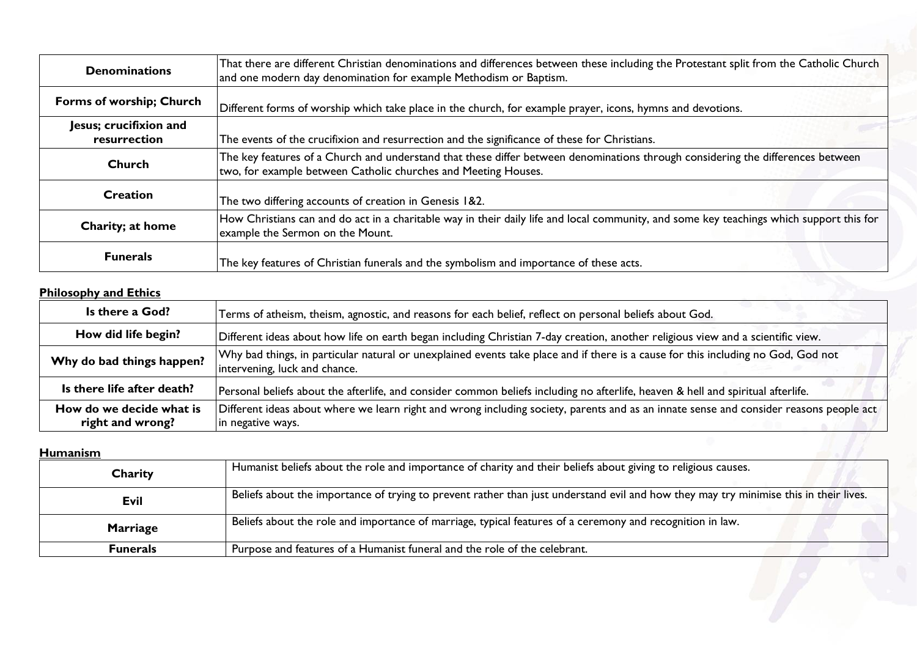| Denominations | That there are different Christian denominations and differences between these including the Protestant split from the Catholic Church and one modern day denomination for example Methodism or Baptism. |
|---|---|
| **Forms of worship; Church** | Different forms of worship which take place in the church, for example prayer, icons, hymns and devotions. |
| **Jesus; crucifixion and resurrection** | The events of the crucifixion and resurrection and the significance of these for Christians. |
| **Church** | The key features of a Church and understand that these differ between denominations through considering the differences between two, for example between Catholic churches and Meeting Houses. |
| **Creation** | The two differing accounts of creation in Genesis 1&2. |
| **Charity; at home** | How Christians can and do act in a charitable way in their daily life and local community, and some key teachings which support this for example the Sermon on the Mount. |
| **Funerals** | The key features of Christian funerals and the symbolism and importance of these acts. |

**Philosophy and Ethics**

| Is there a God? | Terms of atheism, theism, agnostic, and reasons for each belief, reflect on personal beliefs about God. |
|---|---|
| **How did life begin?** | Different ideas about how life on earth began including Christian 7-day creation, another religious view and a scientific view. |
| **Why do bad things happen?** | Why bad things, in particular natural or unexplained events take place and if there is a cause for this including no God, God not intervening, luck and chance. |
| **Is there life after death?** | Personal beliefs about the afterlife, and consider common beliefs including no afterlife, heaven & hell and spiritual afterlife. |
| **How do we decide what is right and wrong?** | Different ideas about where we learn right and wrong including society, parents and as an innate sense and consider reasons people act in negative ways. |

**Humanism**

| Charity | Humanist beliefs about the role and importance of charity and their beliefs about giving to religious causes. |
|---|---|
| **Evil** | Beliefs about the importance of trying to prevent rather than just understand evil and how they may try minimise this in their lives. |
| **Marriage** | Beliefs about the role and importance of marriage, typical features of a ceremony and recognition in law. |
| **Funerals** | Purpose and features of a Humanist funeral and the role of the celebrant. |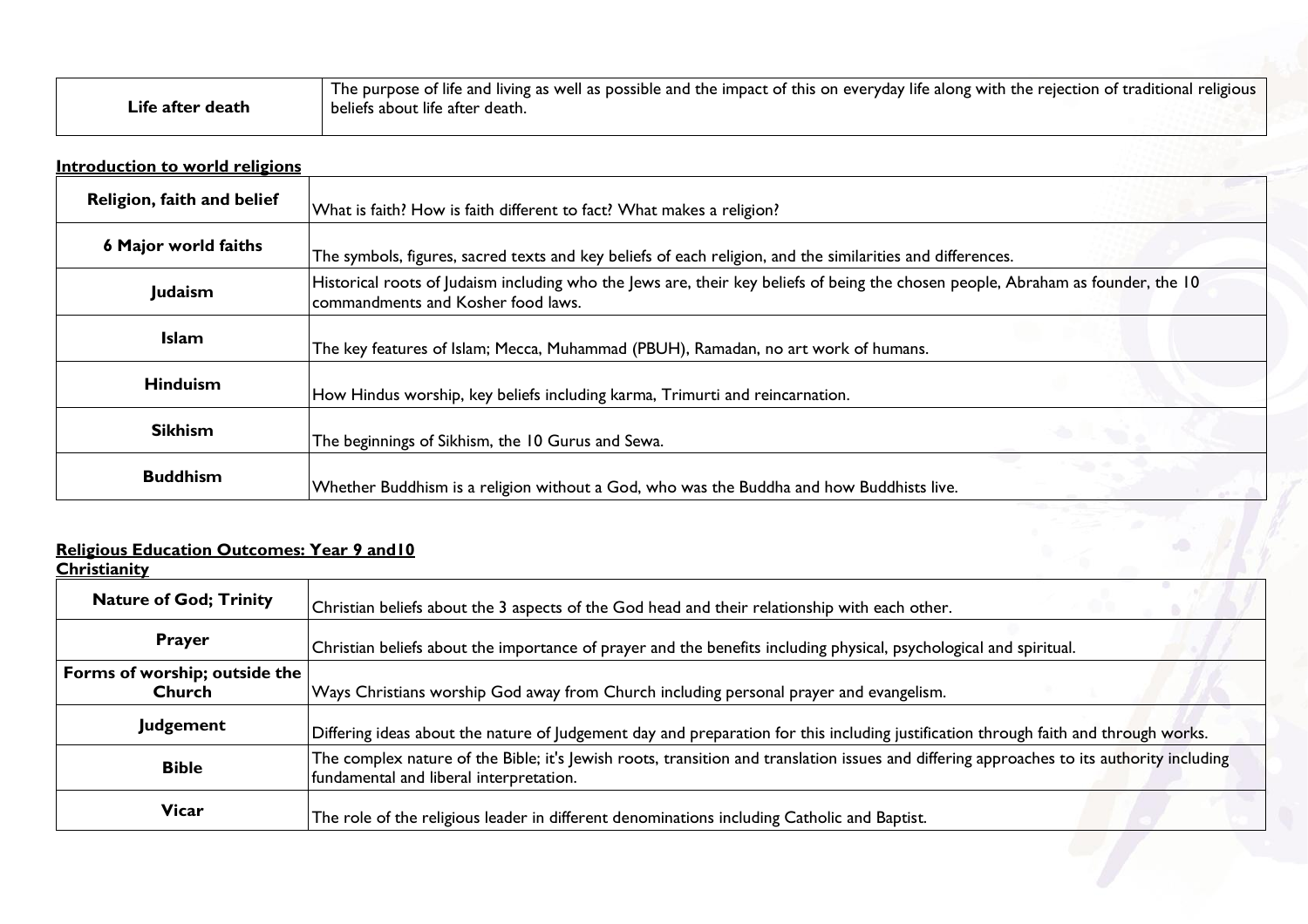| Life after death | The purpose of life and living as well as possible and the impact of this on everyday life along with the rejection of traditional religious beliefs about life after death. |
|---|---|

**Introduction to world religions**

| Religion, faith and belief | What is faith? How is faith different to fact? What makes a religion? |
|---|---|
| **6 Major world faiths** | The symbols, figures, sacred texts and key beliefs of each religion, and the similarities and differences. |
| **Judaism** | Historical roots of Judaism including who the Jews are, their key beliefs of being the chosen people, Abraham as founder, the 10 commandments and Kosher food laws. |
| **Islam** | The key features of Islam; Mecca, Muhammad (PBUH), Ramadan, no art work of humans. |
| **Hinduism** | How Hindus worship, key beliefs including karma, Trimurti and reincarnation. |
| **Sikhism** | The beginnings of Sikhism, the 10 Gurus and Sewa. |
| **Buddhism** | Whether Buddhism is a religion without a God, who was the Buddha and how Buddhists live. |

**Religious Education Outcomes: Year 9 and10**

**Christianity**

| Nature of God; Trinity | Christian beliefs about the 3 aspects of the God head and their relationship with each other. |
|---|---|
| **Prayer** | Christian beliefs about the importance of prayer and the benefits including physical, psychological and spiritual. |
| **Forms of worship; outside the Church** | Ways Christians worship God away from Church including personal prayer and evangelism. |
| **Judgement** | Differing ideas about the nature of Judgement day and preparation for this including justification through faith and through works. |
| **Bible** | The complex nature of the Bible; it's Jewish roots, transition and translation issues and differing approaches to its authority including fundamental and liberal interpretation. |
| **Vicar** | The role of the religious leader in different denominations including Catholic and Baptist. |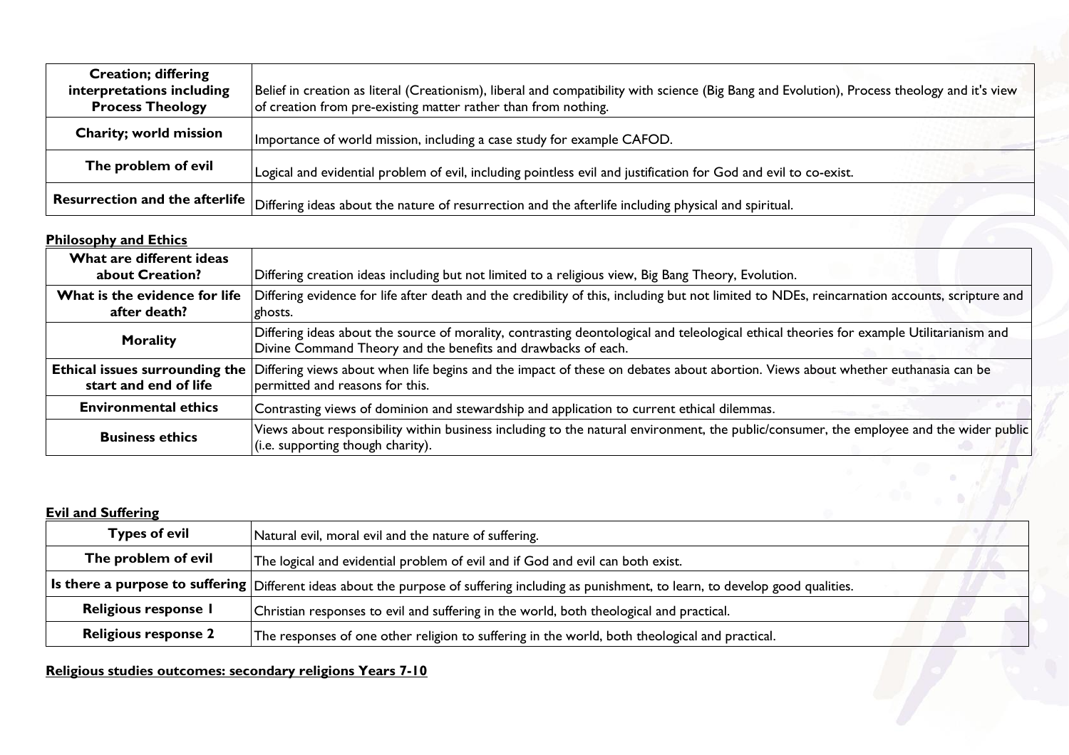| | |
|---|---|
| **Creation; differing interpretations including Process Theology** | Belief in creation as literal (Creationism), liberal and compatibility with science (Big Bang and Evolution), Process theology and it's view of creation from pre-existing matter rather than from nothing. |
| **Charity; world mission** | Importance of world mission, including a case study for example CAFOD. |
| **The problem of evil** | Logical and evidential problem of evil, including pointless evil and justification for God and evil to co-exist. |
| **Resurrection and the afterlife** | Differing ideas about the nature of resurrection and the afterlife including physical and spiritual. |

**<u>Philosophy and Ethics</u>**

| | |
|---|---|
| **What are different ideas about Creation?** | Differing creation ideas including but not limited to a religious view, Big Bang Theory, Evolution. |
| **What is the evidence for life after death?** | Differing evidence for life after death and the credibility of this, including but not limited to NDEs, reincarnation accounts, scripture and ghosts. |
| **Morality** | Differing ideas about the source of morality, contrasting deontological and teleological ethical theories for example Utilitarianism and Divine Command Theory and the benefits and drawbacks of each. |
| **Ethical issues surrounding the start and end of life** | Differing views about when life begins and the impact of these on debates about abortion. Views about whether euthanasia can be permitted and reasons for this. |
| **Environmental ethics** | Contrasting views of dominion and stewardship and application to current ethical dilemmas. |
| **Business ethics** | Views about responsibility within business including to the natural environment, the public/consumer, the employee and the wider public (i.e. supporting though charity). |

**<u>Evil and Suffering</u>**

| | |
|---|---|
| **Types of evil** | Natural evil, moral evil and the nature of suffering. |
| **The problem of evil** | The logical and evidential problem of evil and if God and evil can both exist. |
| **Is there a purpose to suffering** | Different ideas about the purpose of suffering including as punishment, to learn, to develop good qualities. |
| **Religious response 1** | Christian responses to evil and suffering in the world, both theological and practical. |
| **Religious response 2** | The responses of one other religion to suffering in the world, both theological and practical. |

**<u>Religious studies outcomes: secondary religions Years 7-10</u>**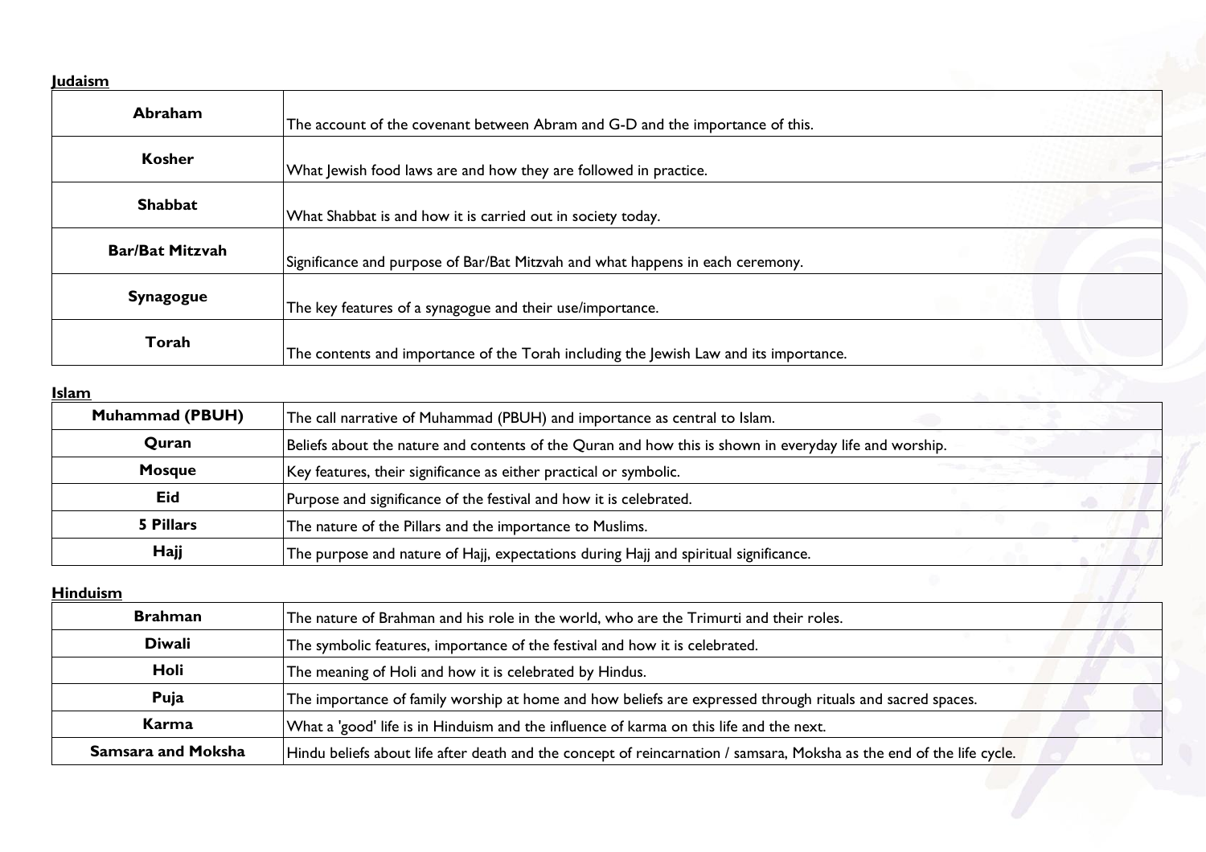**Judaism**

| | |
|---|---|
| **Abraham** | The account of the covenant between Abram and G-D and the importance of this. |
| **Kosher** | What Jewish food laws are and how they are followed in practice. |
| **Shabbat** | What Shabbat is and how it is carried out in society today. |
| **Bar/Bat Mitzvah** | Significance and purpose of Bar/Bat Mitzvah and what happens in each ceremony. |
| **Synagogue** | The key features of a synagogue and their use/importance. |
| **Torah** | The contents and importance of the Torah including the Jewish Law and its importance. |

**Islam**

| | |
|---|---|
| **Muhammad (PBUH)** | The call narrative of Muhammad (PBUH) and importance as central to Islam. |
| **Quran** | Beliefs about the nature and contents of the Quran and how this is shown in everyday life and worship. |
| **Mosque** | Key features, their significance as either practical or symbolic. |
| **Eid** | Purpose and significance of the festival and how it is celebrated. |
| **5 Pillars** | The nature of the Pillars and the importance to Muslims. |
| **Hajj** | The purpose and nature of Hajj, expectations during Hajj and spiritual significance. |

**Hinduism**

| | |
|---|---|
| **Brahman** | The nature of Brahman and his role in the world, who are the Trimurti and their roles. |
| **Diwali** | The symbolic features, importance of the festival and how it is celebrated. |
| **Holi** | The meaning of Holi and how it is celebrated by Hindus. |
| **Puja** | The importance of family worship at home and how beliefs are expressed through rituals and sacred spaces. |
| **Karma** | What a 'good' life is in Hinduism and the influence of karma on this life and the next. |
| **Samsara and Moksha** | Hindu beliefs about life after death and the concept of reincarnation / samsara, Moksha as the end of the life cycle. |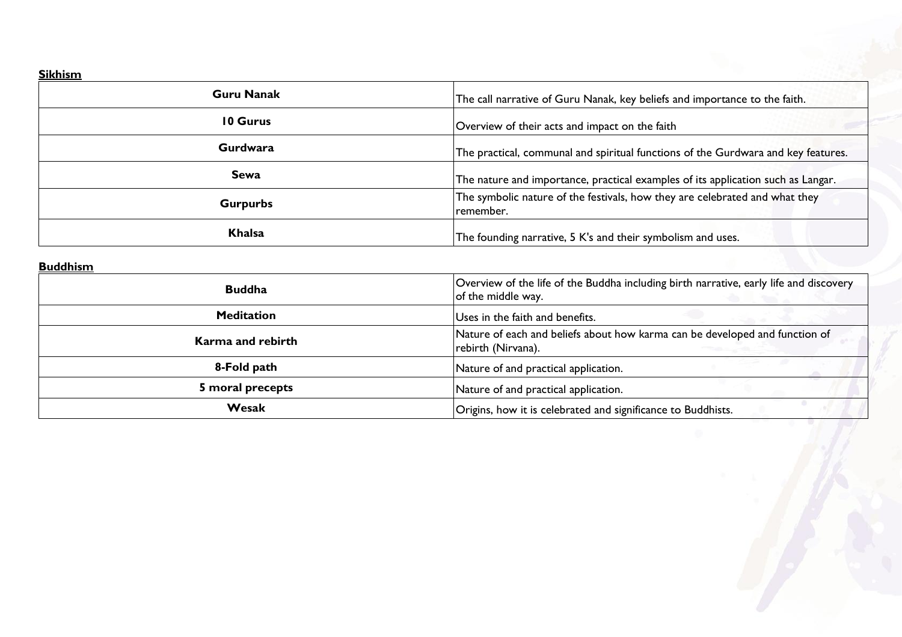**Sikhism**

| | |
|---|---|
| **Guru Nanak** | The call narrative of Guru Nanak, key beliefs and importance to the faith. |
| **10 Gurus** | Overview of their acts and impact on the faith |
| **Gurdwara** | The practical, communal and spiritual functions of the Gurdwara and key features. |
| **Sewa** | The nature and importance, practical examples of its application such as Langar. |
| **Gurpurbs** | The symbolic nature of the festivals, how they are celebrated and what they remember. |
| **Khalsa** | The founding narrative, 5 K's and their symbolism and uses. |

**Buddhism**

| | |
|---|---|
| **Buddha** | Overview of the life of the Buddha including birth narrative, early life and discovery of the middle way. |
| **Meditation** | Uses in the faith and benefits. |
| **Karma and rebirth** | Nature of each and beliefs about how karma can be developed and function of rebirth (Nirvana). |
| **8-Fold path** | Nature of and practical application. |
| **5 moral precepts** | Nature of and practical application. |
| **Wesak** | Origins, how it is celebrated and significance to Buddhists. |